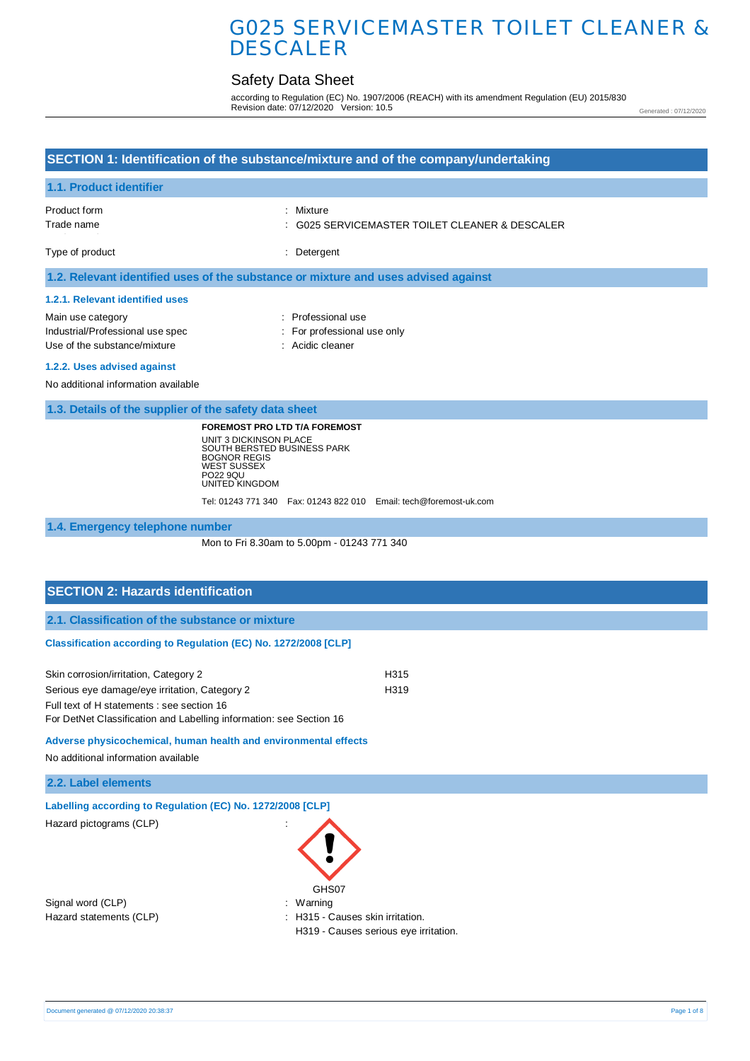# G025 SERVICEMASTER TOILET CLEANER & DESCALER

## Safety Data Sheet

according to Regulation (EC) No. 1907/2006 (REACH) with its amendment Regulation (EU) 2015/830
Revision date: 07/12/2020 Version: 10.5

Generated : 07/12/2020

## SECTION 1: Identification of the substance/mixture and of the company/undertaking

### 1.1. Product identifier

Product form : Mixture
Trade name : G025 SERVICEMASTER TOILET CLEANER & DESCALER

Type of product : Detergent

### 1.2. Relevant identified uses of the substance or mixture and uses advised against

#### 1.2.1. Relevant identified uses

Main use category : Professional use
Industrial/Professional use spec : For professional use only
Use of the substance/mixture : Acidic cleaner

#### 1.2.2. Uses advised against

No additional information available

### 1.3. Details of the supplier of the safety data sheet

**FOREMOST PRO LTD T/A FOREMOST**
UNIT 3 DICKINSON PLACE
SOUTH BERSTED BUSINESS PARK
BOGNOR REGIS
WEST SUSSEX
PO22 9QU
UNITED KINGDOM

Tel: 01243 771 340 Fax: 01243 822 010 Email: tech@foremost-uk.com

### 1.4. Emergency telephone number

Mon to Fri 8.30am to 5.00pm - 01243 771 340

## SECTION 2: Hazards identification

### 2.1. Classification of the substance or mixture

#### Classification according to Regulation (EC) No. 1272/2008 [CLP]

| | |
|---|---|
| Skin corrosion/irritation, Category 2 | H315 |
| Serious eye damage/eye irritation, Category 2 | H319 |

Full text of H statements : see section 16
For DetNet Classification and Labelling information: see Section 16

#### Adverse physicochemical, human health and environmental effects

No additional information available

### 2.2. Label elements

#### Labelling according to Regulation (EC) No. 1272/2008 [CLP]

Hazard pictograms (CLP) :

GHS07

Signal word (CLP) : Warning
Hazard statements (CLP) : H315 - Causes skin irritation.
H319 - Causes serious eye irritation.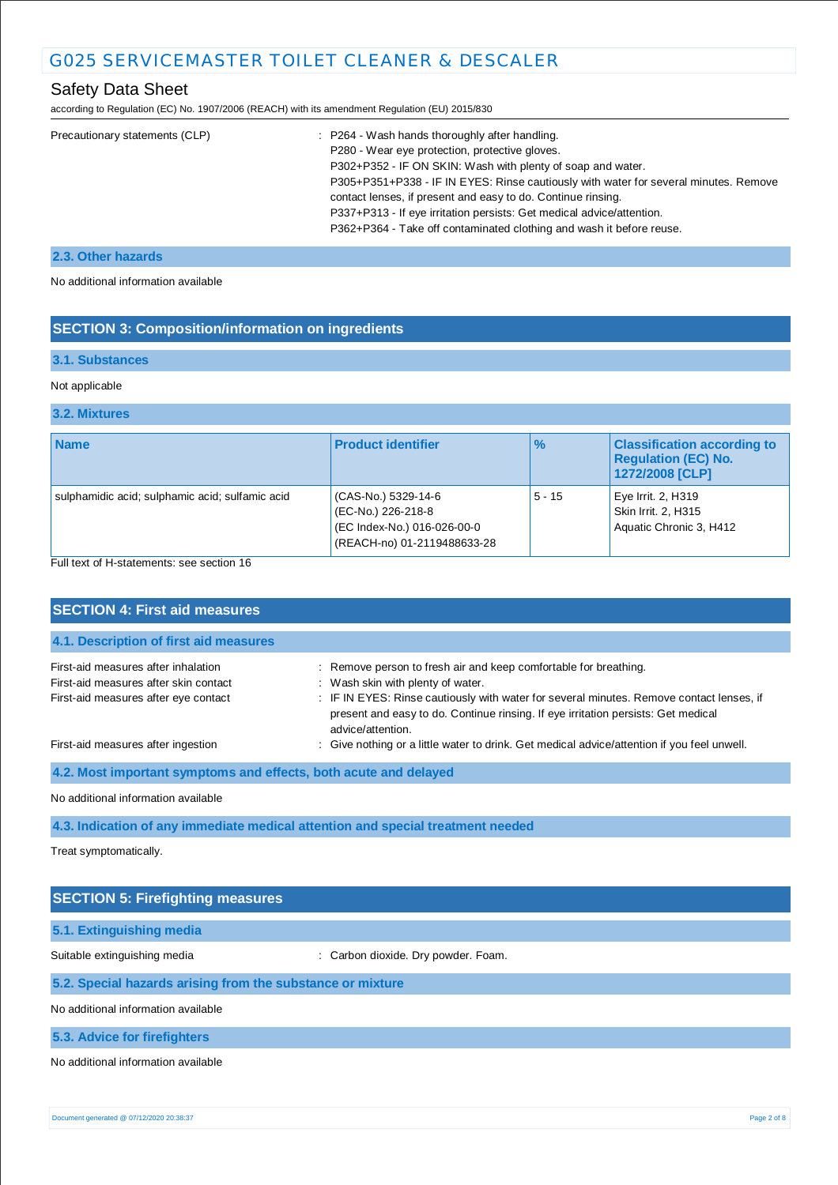Precautionary statements (CLP) : P264 - Wash hands thoroughly after handling.
P280 - Wear eye protection, protective gloves.
P302+P352 - IF ON SKIN: Wash with plenty of soap and water.
P305+P351+P338 - IF IN EYES: Rinse cautiously with water for several minutes. Remove contact lenses, if present and easy to do. Continue rinsing.
P337+P313 - If eye irritation persists: Get medical advice/attention.
P362+P364 - Take off contaminated clothing and wash it before reuse.

### 2.3. Other hazards

No additional information available

## SECTION 3: Composition/information on ingredients

### 3.1. Substances

Not applicable

### 3.2. Mixtures

| Name | Product identifier | % | Classification according to Regulation (EC) No. 1272/2008 [CLP] |
|---|---|---|---|
| sulphamidic acid; sulphamic acid; sulfamic acid | (CAS-No.) 5329-14-6<br>(EC-No.) 226-218-8<br>(EC Index-No.) 016-026-00-0<br>(REACH-no) 01-2119488633-28 | 5 - 15 | Eye Irrit. 2, H319<br>Skin Irrit. 2, H315<br>Aquatic Chronic 3, H412 |

Full text of H-statements: see section 16

## SECTION 4: First aid measures

### 4.1. Description of first aid measures

First-aid measures after inhalation : Remove person to fresh air and keep comfortable for breathing.

First-aid measures after skin contact : Wash skin with plenty of water.

First-aid measures after eye contact : IF IN EYES: Rinse cautiously with water for several minutes. Remove contact lenses, if present and easy to do. Continue rinsing. If eye irritation persists: Get medical advice/attention.

First-aid measures after ingestion : Give nothing or a little water to drink. Get medical advice/attention if you feel unwell.

### 4.2. Most important symptoms and effects, both acute and delayed

No additional information available

### 4.3. Indication of any immediate medical attention and special treatment needed

Treat symptomatically.

## SECTION 5: Firefighting measures

### 5.1. Extinguishing media

Suitable extinguishing media : Carbon dioxide. Dry powder. Foam.

### 5.2. Special hazards arising from the substance or mixture

No additional information available

### 5.3. Advice for firefighters

No additional information available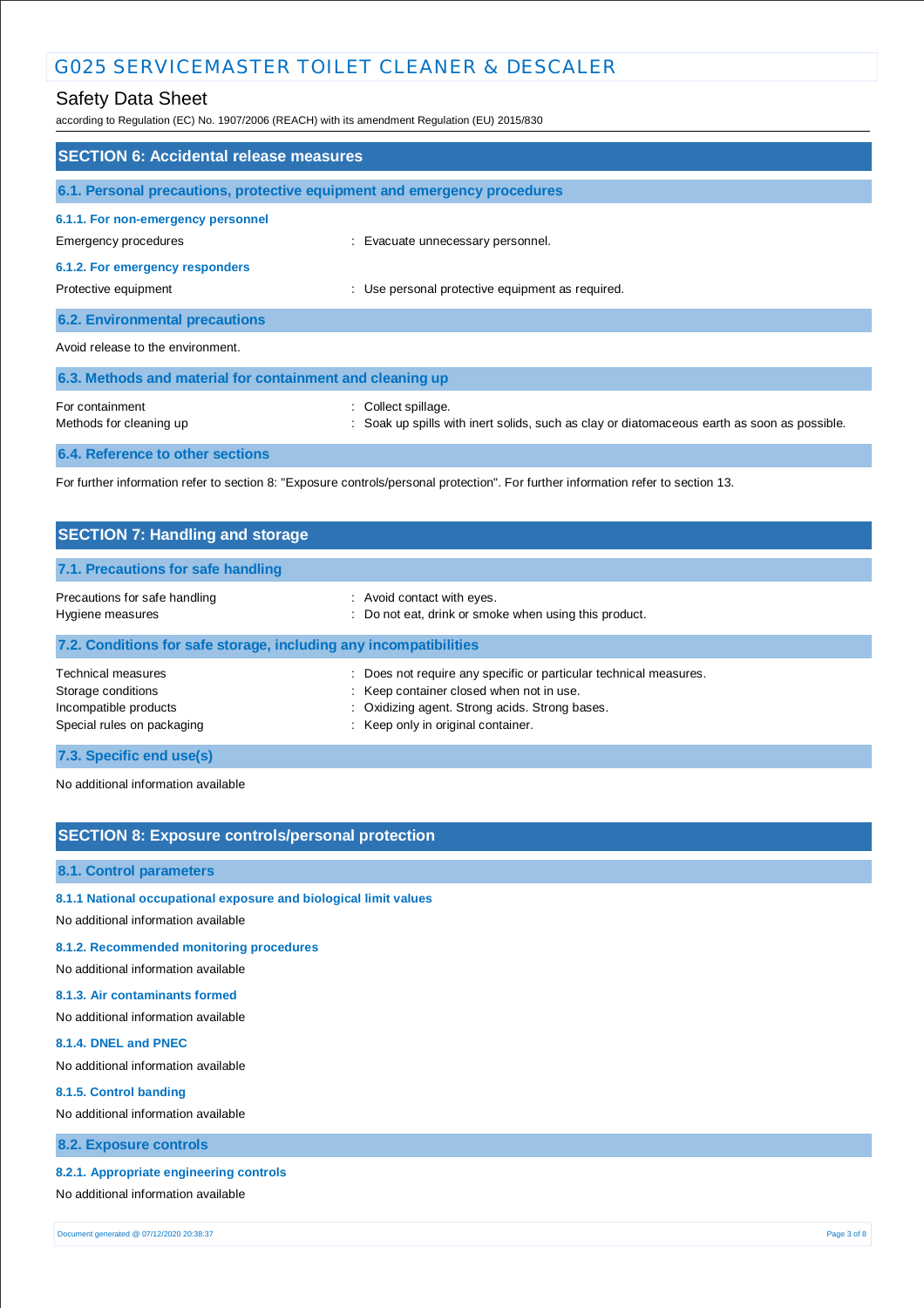## SECTION 6: Accidental release measures

### 6.1. Personal precautions, protective equipment and emergency procedures

#### 6.1.1. For non-emergency personnel

Emergency procedures : Evacuate unnecessary personnel.

#### 6.1.2. For emergency responders

Protective equipment : Use personal protective equipment as required.

### 6.2. Environmental precautions

Avoid release to the environment.

### 6.3. Methods and material for containment and cleaning up

For containment : Collect spillage.
Methods for cleaning up : Soak up spills with inert solids, such as clay or diatomaceous earth as soon as possible.

### 6.4. Reference to other sections

For further information refer to section 8: "Exposure controls/personal protection". For further information refer to section 13.

## SECTION 7: Handling and storage

### 7.1. Precautions for safe handling

Precautions for safe handling : Avoid contact with eyes.
Hygiene measures : Do not eat, drink or smoke when using this product.

### 7.2. Conditions for safe storage, including any incompatibilities

Technical measures : Does not require any specific or particular technical measures.
Storage conditions : Keep container closed when not in use.
Incompatible products : Oxidizing agent. Strong acids. Strong bases.
Special rules on packaging : Keep only in original container.

### 7.3. Specific end use(s)

No additional information available

## SECTION 8: Exposure controls/personal protection

### 8.1. Control parameters

#### 8.1.1 National occupational exposure and biological limit values

No additional information available

#### 8.1.2. Recommended monitoring procedures

No additional information available

#### 8.1.3. Air contaminants formed

No additional information available

#### 8.1.4. DNEL and PNEC

No additional information available

#### 8.1.5. Control banding

No additional information available

### 8.2. Exposure controls

#### 8.2.1. Appropriate engineering controls

No additional information available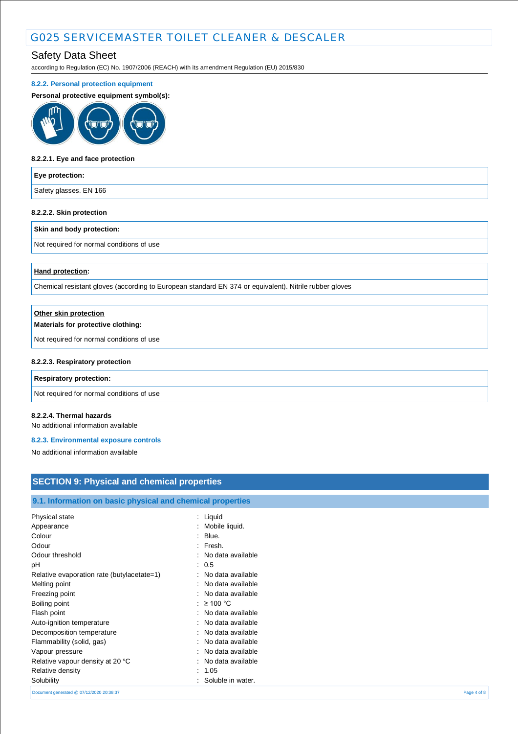#### 8.2.2. Personal protection equipment

**Personal protective equipment symbol(s):**

##### 8.2.2.1. Eye and face protection

| **Eye protection:** |
|---|
| Safety glasses. EN 166 |

##### 8.2.2.2. Skin protection

| **Skin and body protection:** |
|---|
| Not required for normal conditions of use |

| **Hand protection:** |
|---|
| Chemical resistant gloves (according to European standard EN 374 or equivalent). Nitrile rubber gloves |

| **Other skin protection**<br>**Materials for protective clothing:** |
|---|
| Not required for normal conditions of use |

##### 8.2.2.3. Respiratory protection

| **Respiratory protection:** |
|---|
| Not required for normal conditions of use |

##### 8.2.2.4. Thermal hazards

No additional information available

#### 8.2.3. Environmental exposure controls

No additional information available

## SECTION 9: Physical and chemical properties

### 9.1. Information on basic physical and chemical properties

| | |
|---|---|
| Physical state | : Liquid |
| Appearance | : Mobile liquid. |
| Colour | : Blue. |
| Odour | : Fresh. |
| Odour threshold | : No data available |
| pH | : 0.5 |
| Relative evaporation rate (butylacetate=1) | : No data available |
| Melting point | : No data available |
| Freezing point | : No data available |
| Boiling point | : ≥ 100 °C |
| Flash point | : No data available |
| Auto-ignition temperature | : No data available |
| Decomposition temperature | : No data available |
| Flammability (solid, gas) | : No data available |
| Vapour pressure | : No data available |
| Relative vapour density at 20 °C | : No data available |
| Relative density | : 1.05 |
| Solubility | : Soluble in water. |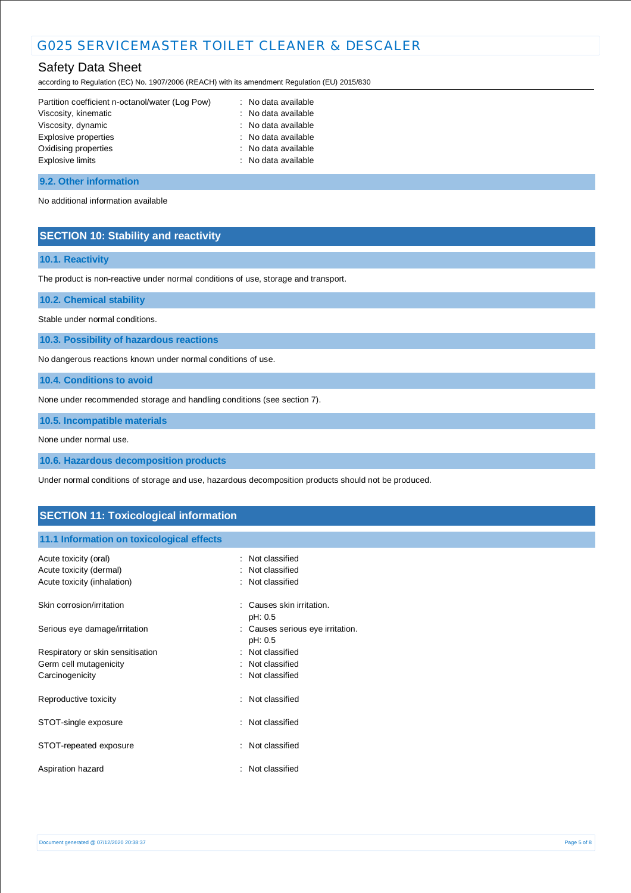| | |
|---|---|
| Partition coefficient n-octanol/water (Log Pow) | : No data available |
| Viscosity, kinematic | : No data available |
| Viscosity, dynamic | : No data available |
| Explosive properties | : No data available |
| Oxidising properties | : No data available |
| Explosive limits | : No data available |

### 9.2. Other information

No additional information available

## SECTION 10: Stability and reactivity

### 10.1. Reactivity

The product is non-reactive under normal conditions of use, storage and transport.

### 10.2. Chemical stability

Stable under normal conditions.

### 10.3. Possibility of hazardous reactions

No dangerous reactions known under normal conditions of use.

### 10.4. Conditions to avoid

None under recommended storage and handling conditions (see section 7).

### 10.5. Incompatible materials

None under normal use.

### 10.6. Hazardous decomposition products

Under normal conditions of storage and use, hazardous decomposition products should not be produced.

## SECTION 11: Toxicological information

### 11.1 Information on toxicological effects

| | |
|---|---|
| Acute toxicity (oral) | : Not classified |
| Acute toxicity (dermal) | : Not classified |
| Acute toxicity (inhalation) | : Not classified |
| Skin corrosion/irritation | : Causes skin irritation.<br>pH: 0.5 |
| Serious eye damage/irritation | : Causes serious eye irritation.<br>pH: 0.5 |
| Respiratory or skin sensitisation | : Not classified |
| Germ cell mutagenicity | : Not classified |
| Carcinogenicity | : Not classified |
| Reproductive toxicity | : Not classified |
| STOT-single exposure | : Not classified |
| STOT-repeated exposure | : Not classified |
| Aspiration hazard | : Not classified |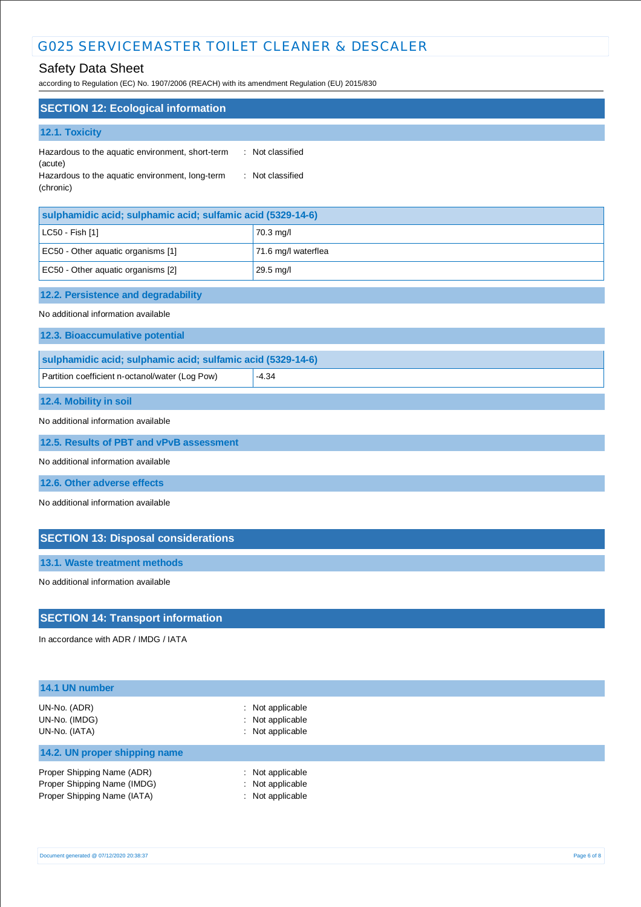## SECTION 12: Ecological information

### 12.1. Toxicity

Hazardous to the aquatic environment, short-term (acute) : Not classified
Hazardous to the aquatic environment, long-term (chronic) : Not classified

| sulphamidic acid; sulphamic acid; sulfamic acid (5329-14-6) | |
|---|---|
| LC50 - Fish [1] | 70.3 mg/l |
| EC50 - Other aquatic organisms [1] | 71.6 mg/l waterflea |
| EC50 - Other aquatic organisms [2] | 29.5 mg/l |

### 12.2. Persistence and degradability

No additional information available

### 12.3. Bioaccumulative potential

| sulphamidic acid; sulphamic acid; sulfamic acid (5329-14-6) | |
|---|---|
| Partition coefficient n-octanol/water (Log Pow) | -4.34 |

### 12.4. Mobility in soil

No additional information available

### 12.5. Results of PBT and vPvB assessment

No additional information available

### 12.6. Other adverse effects

No additional information available

## SECTION 13: Disposal considerations

### 13.1. Waste treatment methods

No additional information available

## SECTION 14: Transport information

In accordance with ADR / IMDG / IATA

### 14.1 UN number

UN-No. (ADR) : Not applicable
UN-No. (IMDG) : Not applicable
UN-No. (IATA) : Not applicable

### 14.2. UN proper shipping name

Proper Shipping Name (ADR) : Not applicable
Proper Shipping Name (IMDG) : Not applicable
Proper Shipping Name (IATA) : Not applicable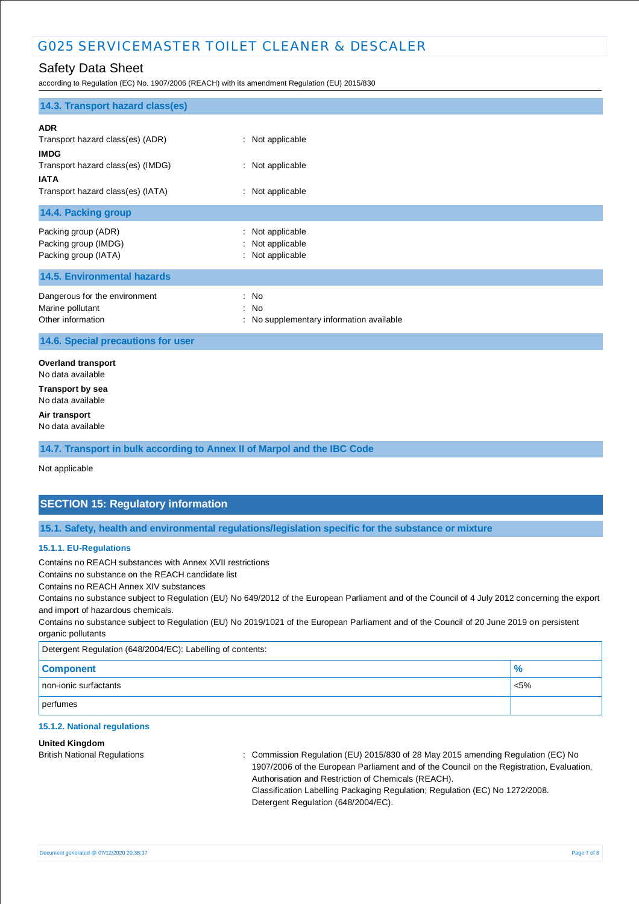### 14.3. Transport hazard class(es)

**ADR**

Transport hazard class(es) (ADR) : Not applicable

**IMDG**

Transport hazard class(es) (IMDG) : Not applicable

**IATA**

Transport hazard class(es) (IATA) : Not applicable

### 14.4. Packing group

Packing group (ADR) : Not applicable

Packing group (IMDG) : Not applicable

Packing group (IATA) : Not applicable

### 14.5. Environmental hazards

Dangerous for the environment : No

Marine pollutant : No

Other information : No supplementary information available

### 14.6. Special precautions for user

**Overland transport**

No data available

**Transport by sea**

No data available

**Air transport**

No data available

### 14.7. Transport in bulk according to Annex II of Marpol and the IBC Code

Not applicable

## SECTION 15: Regulatory information

### 15.1. Safety, health and environmental regulations/legislation specific for the substance or mixture

#### 15.1.1. EU-Regulations

Contains no REACH substances with Annex XVII restrictions

Contains no substance on the REACH candidate list

Contains no REACH Annex XIV substances

Contains no substance subject to Regulation (EU) No 649/2012 of the European Parliament and of the Council of 4 July 2012 concerning the export and import of hazardous chemicals.

Contains no substance subject to Regulation (EU) No 2019/1021 of the European Parliament and of the Council of 20 June 2019 on persistent organic pollutants

Detergent Regulation (648/2004/EC): Labelling of contents:

| Component | % |
|---|---|
| non-ionic surfactants | <5% |
| perfumes | |

#### 15.1.2. National regulations

**United Kingdom**

British National Regulations : Commission Regulation (EU) 2015/830 of 28 May 2015 amending Regulation (EC) No 1907/2006 of the European Parliament and of the Council on the Registration, Evaluation, Authorisation and Restriction of Chemicals (REACH).
Classification Labelling Packaging Regulation; Regulation (EC) No 1272/2008.
Detergent Regulation (648/2004/EC).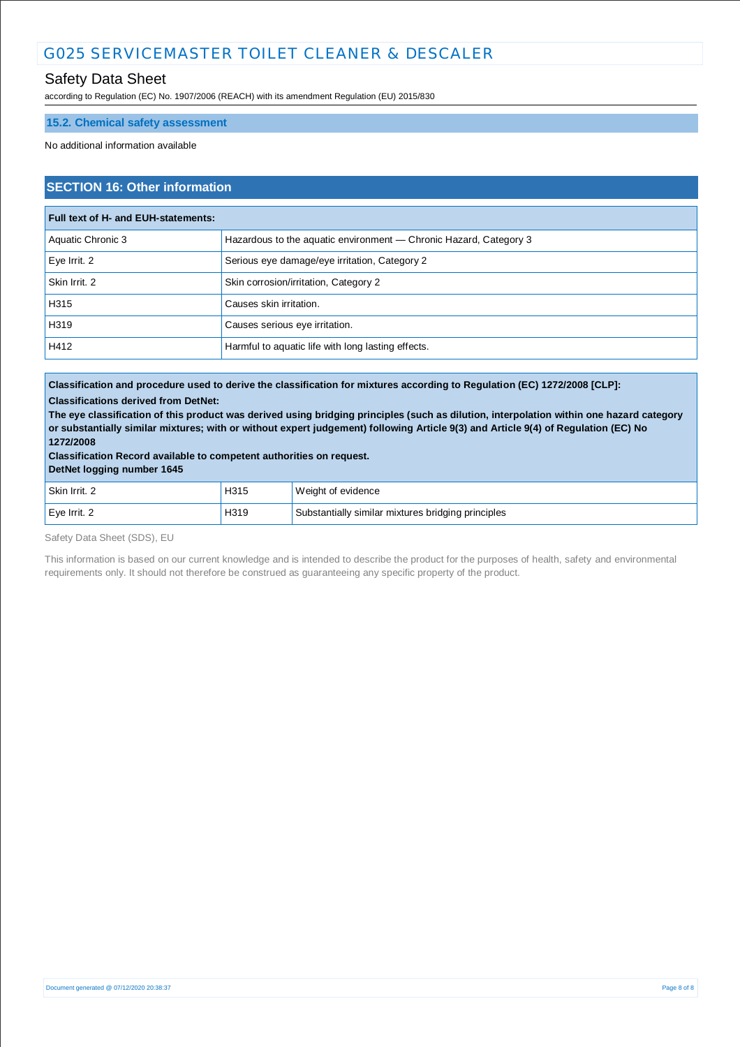### 15.2. Chemical safety assessment

No additional information available

## SECTION 16: Other information

| Full text of H- and EUH-statements: | |
|---|---|
| Aquatic Chronic 3 | Hazardous to the aquatic environment — Chronic Hazard, Category 3 |
| Eye Irrit. 2 | Serious eye damage/eye irritation, Category 2 |
| Skin Irrit. 2 | Skin corrosion/irritation, Category 2 |
| H315 | Causes skin irritation. |
| H319 | Causes serious eye irritation. |
| H412 | Harmful to aquatic life with long lasting effects. |

**Classification and procedure used to derive the classification for mixtures according to Regulation (EC) 1272/2008 [CLP]:**

**Classifications derived from DetNet:**

**The eye classification of this product was derived using bridging principles (such as dilution, interpolation within one hazard category or substantially similar mixtures; with or without expert judgement) following Article 9(3) and Article 9(4) of Regulation (EC) No 1272/2008**

**Classification Record available to competent authorities on request.**

**DetNet logging number 1645**

| | | |
|---|---|---|
| Skin Irrit. 2 | H315 | Weight of evidence |
| Eye Irrit. 2 | H319 | Substantially similar mixtures bridging principles |

Safety Data Sheet (SDS), EU

This information is based on our current knowledge and is intended to describe the product for the purposes of health, safety and environmental requirements only. It should not therefore be construed as guaranteeing any specific property of the product.